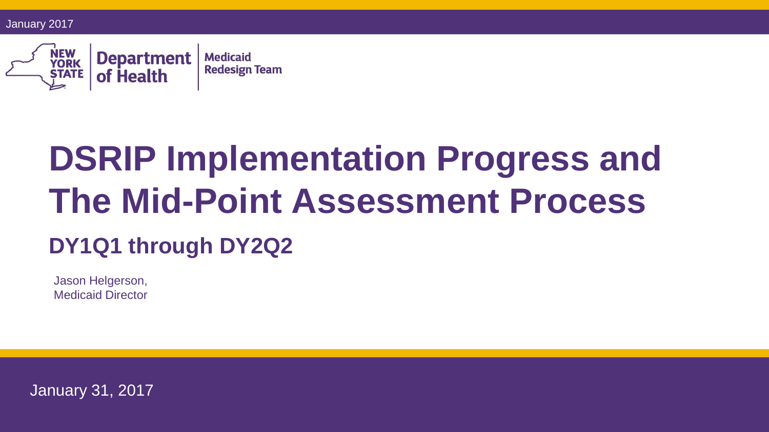January 2017

New York State Department of Health | Medicaid Redesign Team

# DSRIP Implementation Progress and The Mid-Point Assessment Process

## DY1Q1 through DY2Q2

Jason Helgerson,
Medicaid Director

January 31, 2017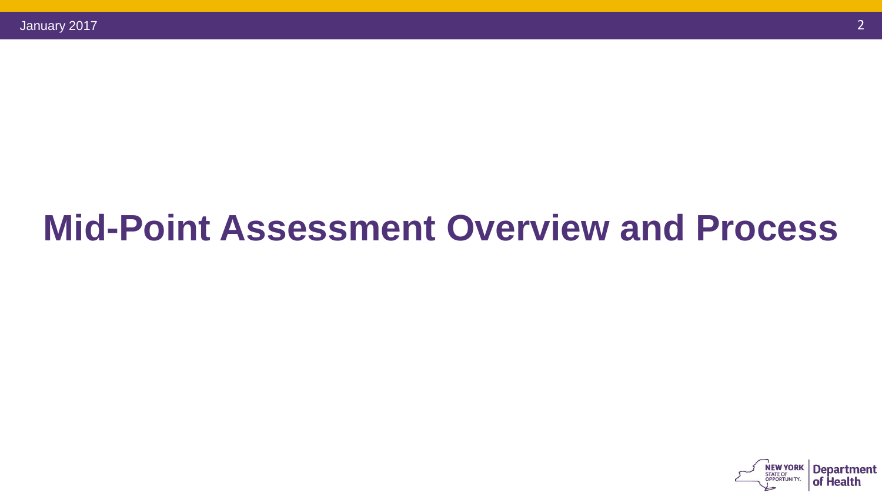# Mid-Point Assessment Overview and Process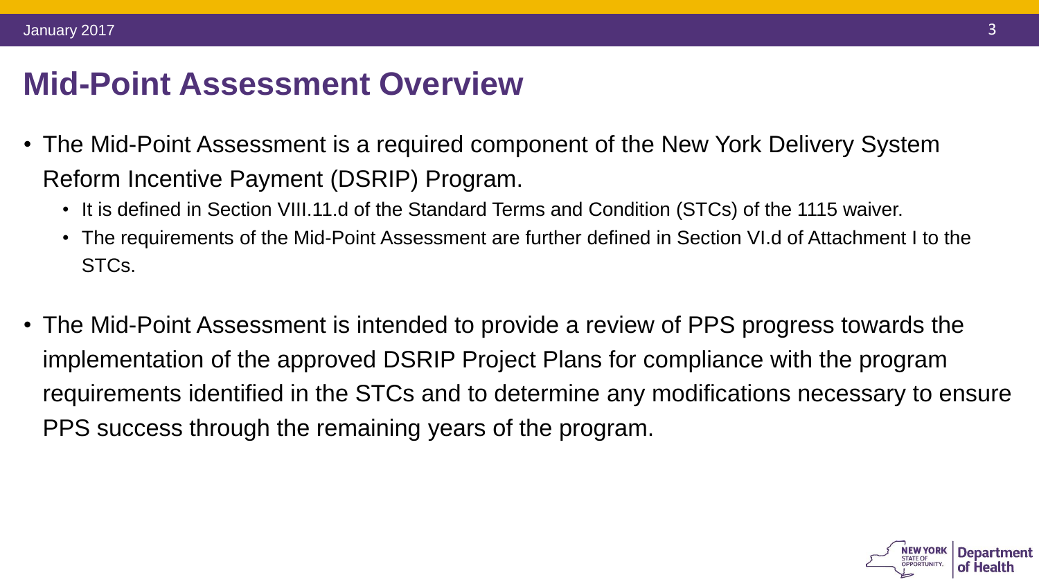# Mid-Point Assessment Overview

- The Mid-Point Assessment is a required component of the New York Delivery System Reform Incentive Payment (DSRIP) Program.
  - It is defined in Section VIII.11.d of the Standard Terms and Condition (STCs) of the 1115 waiver.
  - The requirements of the Mid-Point Assessment are further defined in Section VI.d of Attachment I to the STCs.

- The Mid-Point Assessment is intended to provide a review of PPS progress towards the implementation of the approved DSRIP Project Plans for compliance with the program requirements identified in the STCs and to determine any modifications necessary to ensure PPS success through the remaining years of the program.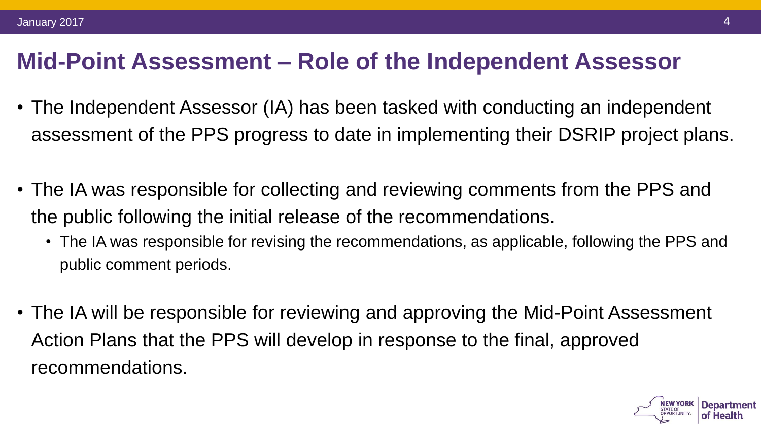# Mid-Point Assessment – Role of the Independent Assessor

- The Independent Assessor (IA) has been tasked with conducting an independent assessment of the PPS progress to date in implementing their DSRIP project plans.
- The IA was responsible for collecting and reviewing comments from the PPS and the public following the initial release of the recommendations.
  - The IA was responsible for revising the recommendations, as applicable, following the PPS and public comment periods.
- The IA will be responsible for reviewing and approving the Mid-Point Assessment Action Plans that the PPS will develop in response to the final, approved recommendations.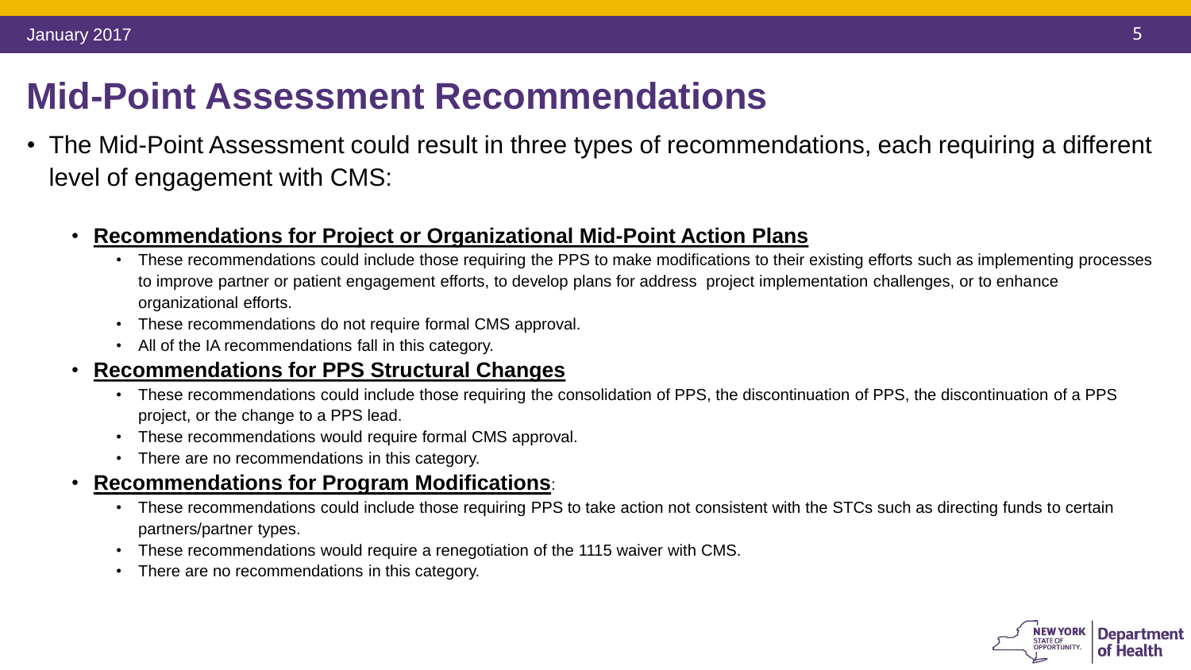# Mid-Point Assessment Recommendations

- The Mid-Point Assessment could result in three types of recommendations, each requiring a different level of engagement with CMS:
  - **Recommendations for Project or Organizational Mid-Point Action Plans**
    - These recommendations could include those requiring the PPS to make modifications to their existing efforts such as implementing processes to improve partner or patient engagement efforts, to develop plans for address project implementation challenges, or to enhance organizational efforts.
    - These recommendations do not require formal CMS approval.
    - All of the IA recommendations fall in this category.
  - **Recommendations for PPS Structural Changes**
    - These recommendations could include those requiring the consolidation of PPS, the discontinuation of PPS, the discontinuation of a PPS project, or the change to a PPS lead.
    - These recommendations would require formal CMS approval.
    - There are no recommendations in this category.
  - **Recommendations for Program Modifications**:
    - These recommendations could include those requiring PPS to take action not consistent with the STCs such as directing funds to certain partners/partner types.
    - These recommendations would require a renegotiation of the 1115 waiver with CMS.
    - There are no recommendations in this category.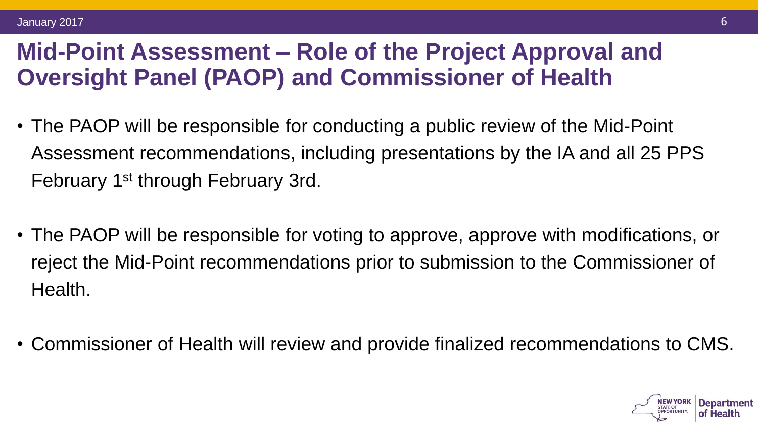# Mid-Point Assessment – Role of the Project Approval and Oversight Panel (PAOP) and Commissioner of Health

- The PAOP will be responsible for conducting a public review of the Mid-Point Assessment recommendations, including presentations by the IA and all 25 PPS February 1st through February 3rd.
- The PAOP will be responsible for voting to approve, approve with modifications, or reject the Mid-Point recommendations prior to submission to the Commissioner of Health.
- Commissioner of Health will review and provide finalized recommendations to CMS.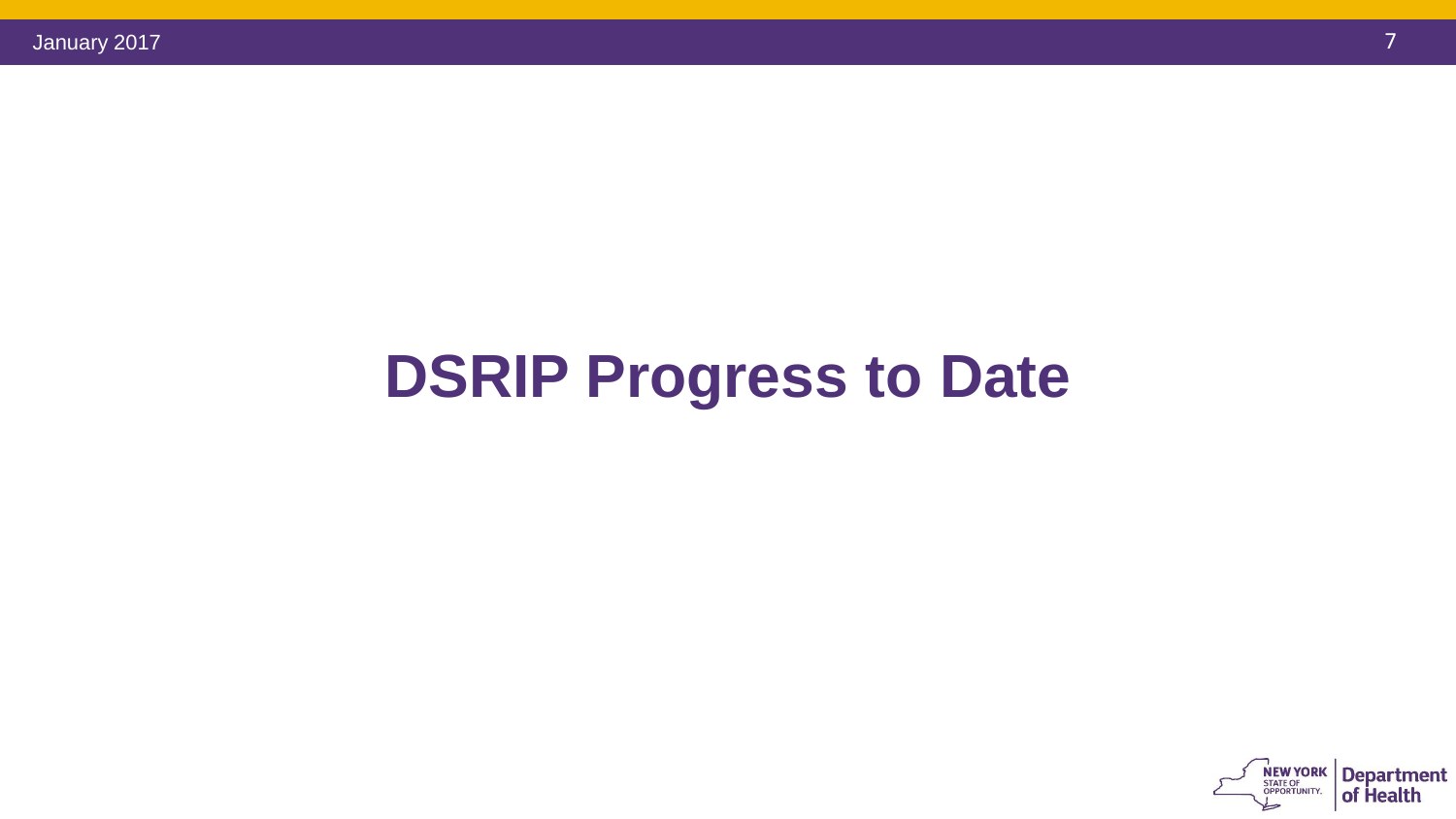# DSRIP Progress to Date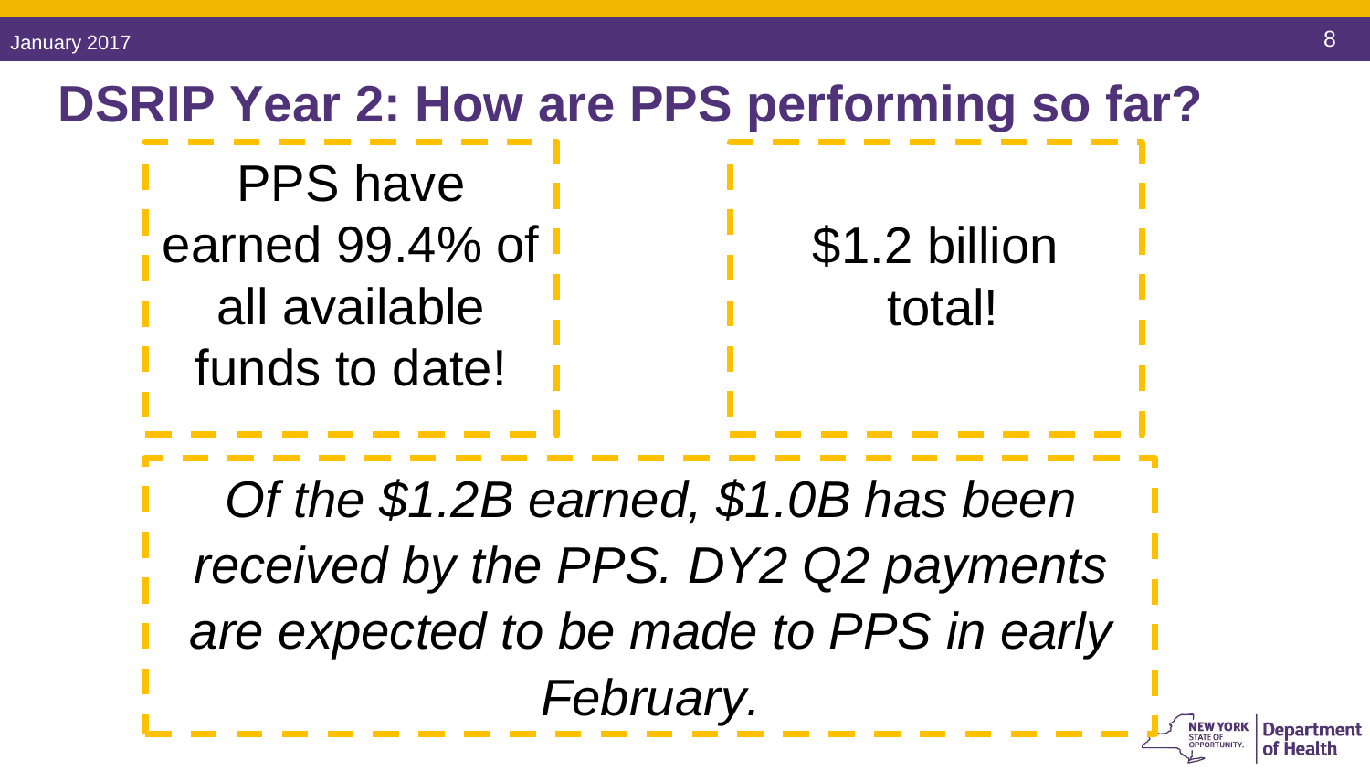# DSRIP Year 2: How are PPS performing so far?

PPS have earned 99.4% of all available funds to date!

$1.2 billion total!

*Of the $1.2B earned, $1.0B has been received by the PPS. DY2 Q2 payments are expected to be made to PPS in early February.*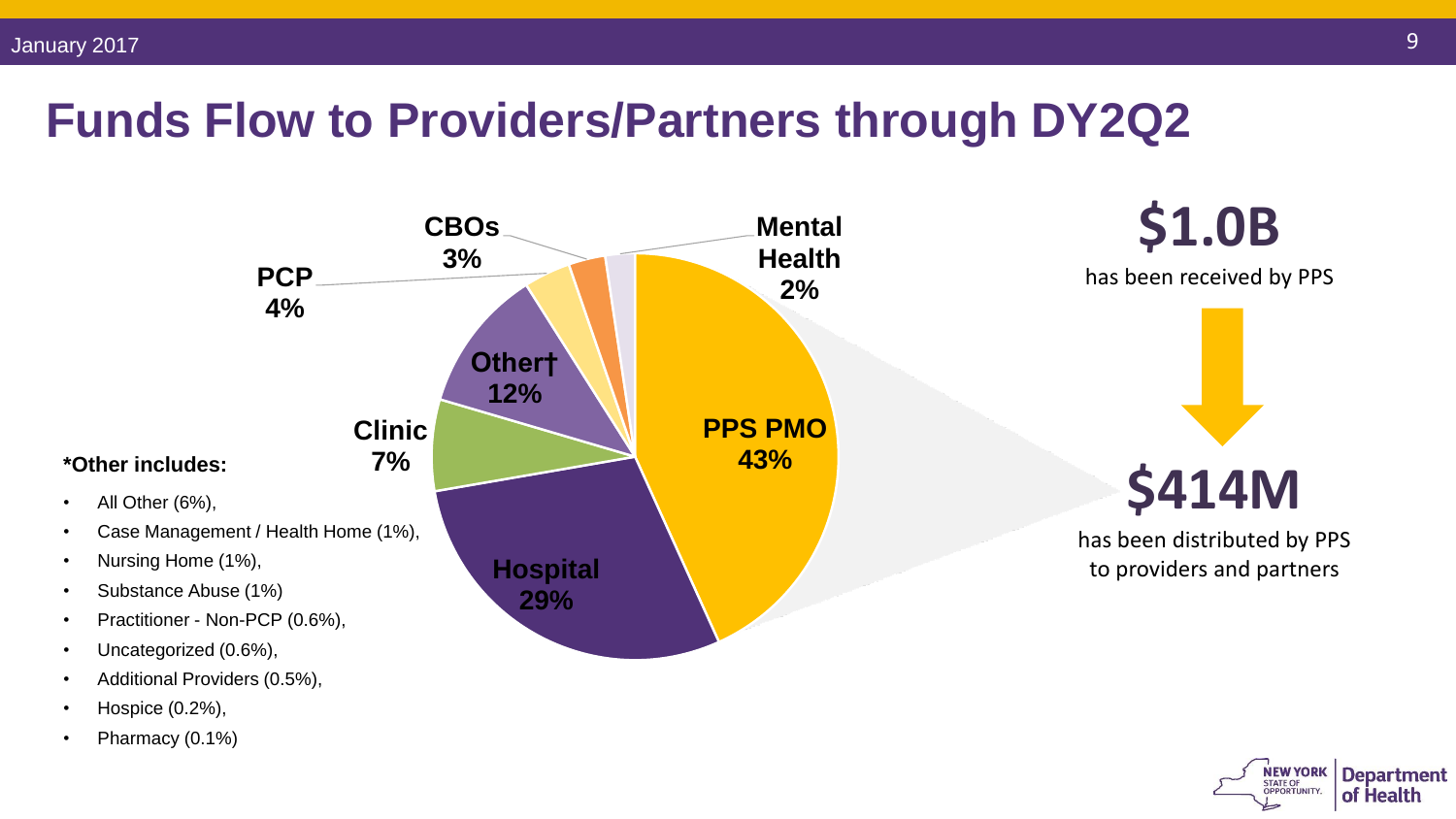# Funds Flow to Providers/Partners through DY2Q2

- PPS PMO 43%
- Hospital 29%
- Other† 12%
- Clinic 7%
- PCP 4%
- CBOs 3%
- Mental Health 2%

**\*Other includes:**

- All Other (6%),
- Case Management / Health Home (1%),
- Nursing Home (1%),
- Substance Abuse (1%)
- Practitioner - Non-PCP (0.6%),
- Uncategorized (0.6%),
- Additional Providers (0.5%),
- Hospice (0.2%),
- Pharmacy (0.1%)

**$1.0B**

has been received by PPS

**$414M**

has been distributed by PPS to providers and partners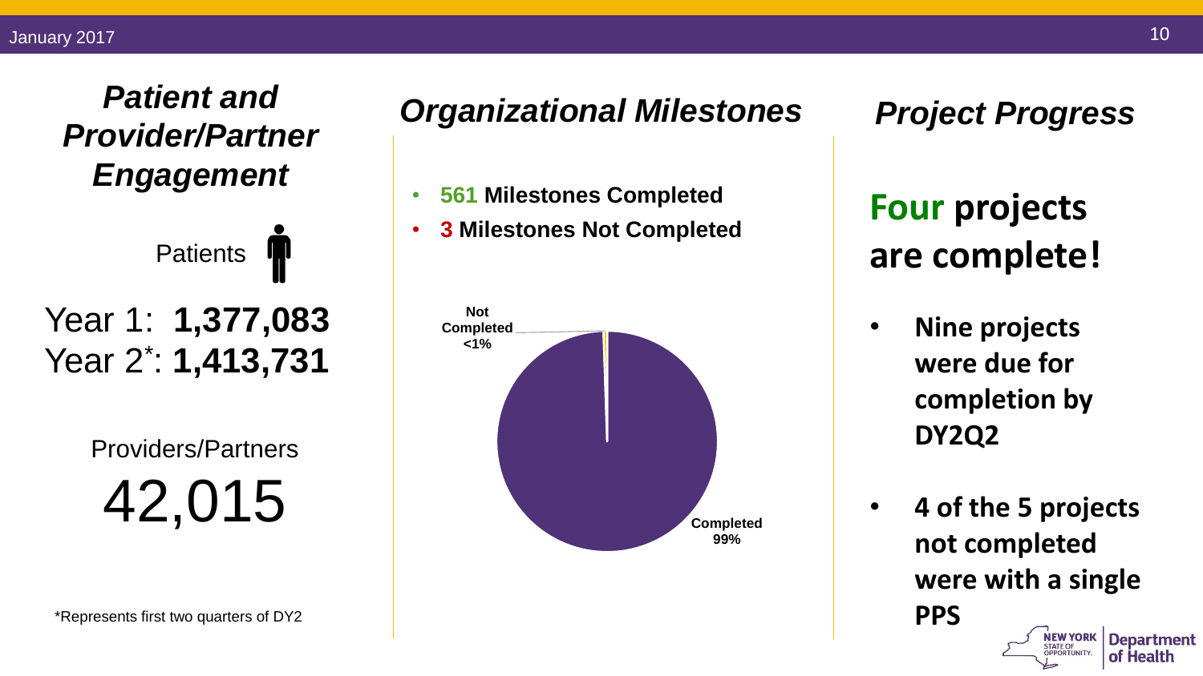## Patient and Provider/Partner Engagement

Patients

Year 1: **1,377,083**
Year 2*: **1,413,731**

Providers/Partners

42,015

*Represents first two quarters of DY2

## Organizational Milestones

- **561 Milestones Completed**
- **3 Milestones Not Completed**

Not Completed <1%

Completed 99%

## Project Progress

**Four projects are complete!**

- **Nine projects were due for completion by DY2Q2**
- **4 of the 5 projects not completed were with a single PPS**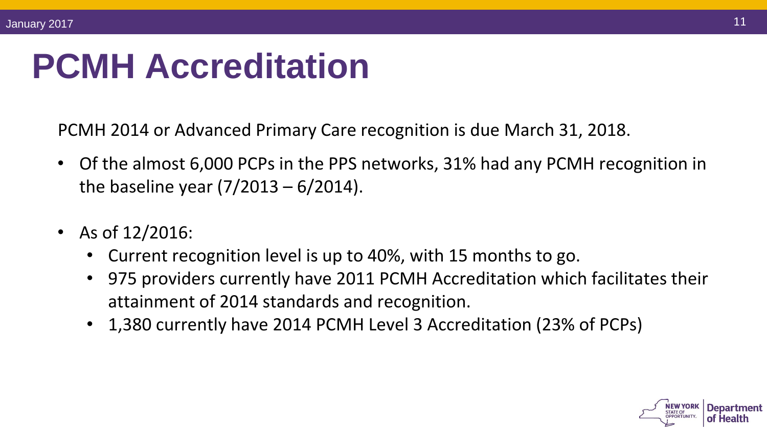# PCMH Accreditation

PCMH 2014 or Advanced Primary Care recognition is due March 31, 2018.

- Of the almost 6,000 PCPs in the PPS networks, 31% had any PCMH recognition in the baseline year (7/2013 – 6/2014).
- As of 12/2016:
  - Current recognition level is up to 40%, with 15 months to go.
  - 975 providers currently have 2011 PCMH Accreditation which facilitates their attainment of 2014 standards and recognition.
  - 1,380 currently have 2014 PCMH Level 3 Accreditation (23% of PCPs)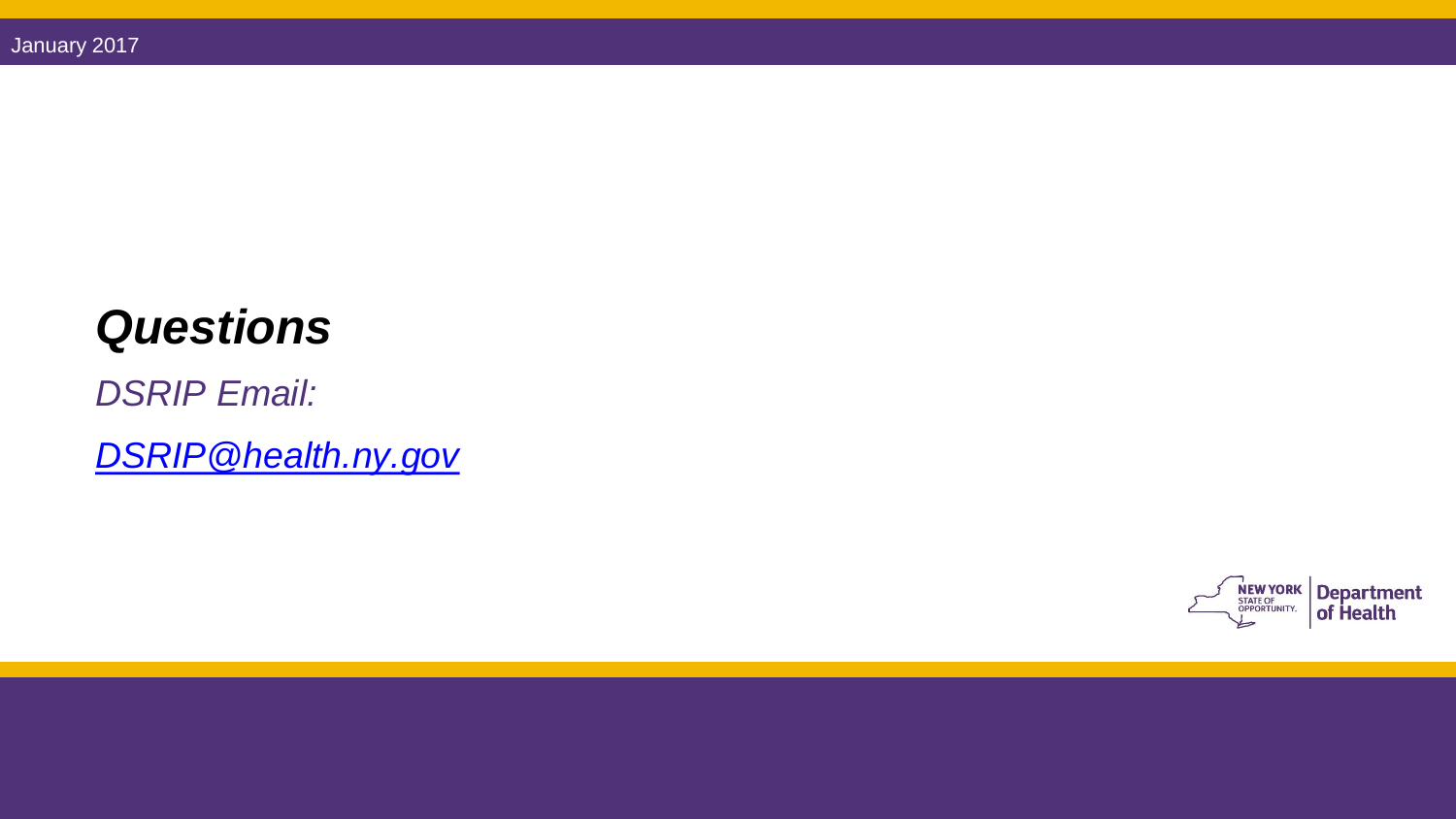# ***Questions***

*DSRIP Email:*

*[DSRIP@health.ny.gov](mailto:DSRIP@health.ny.gov)*